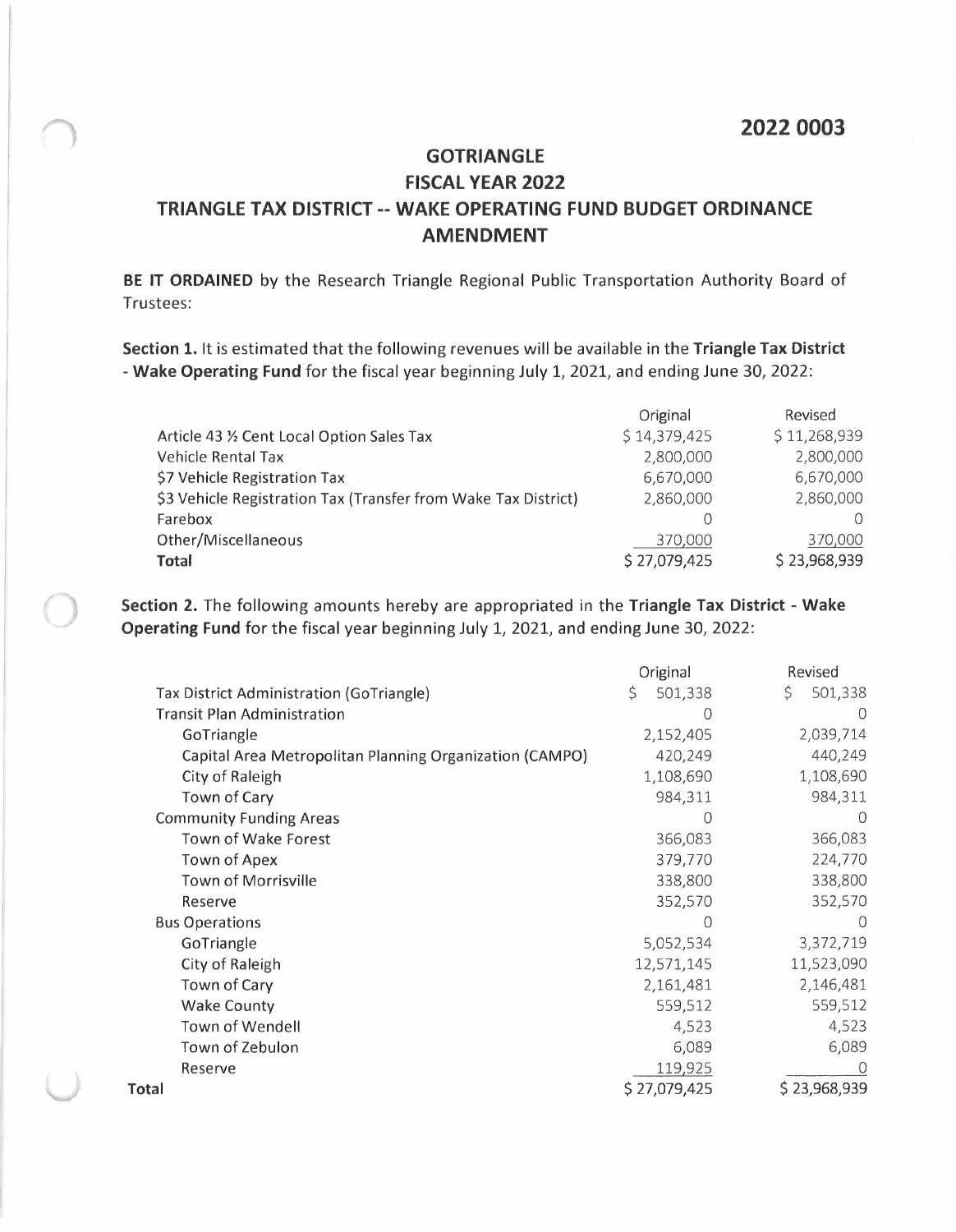**2022 0003**

# GOTRIANGLE
## FISCAL YEAR 2022
## TRIANGLE TAX DISTRICT -- WAKE OPERATING FUND BUDGET ORDINANCE AMENDMENT

**BE IT ORDAINED** by the Research Triangle Regional Public Transportation Authority Board of Trustees:

**Section 1.** It is estimated that the following revenues will be available in the **Triangle Tax District - Wake Operating Fund** for the fiscal year beginning July 1, 2021, and ending June 30, 2022:

| | Original | Revised |
|---|---|---|
| Article 43 ½ Cent Local Option Sales Tax | $ 14,379,425 | $ 11,268,939 |
| Vehicle Rental Tax | 2,800,000 | 2,800,000 |
| $7 Vehicle Registration Tax | 6,670,000 | 6,670,000 |
| $3 Vehicle Registration Tax (Transfer from Wake Tax District) | 2,860,000 | 2,860,000 |
| Farebox | 0 | 0 |
| Other/Miscellaneous | 370,000 | 370,000 |
| **Total** | $ 27,079,425 | $ 23,968,939 |

**Section 2.** The following amounts hereby are appropriated in the **Triangle Tax District - Wake Operating Fund** for the fiscal year beginning July 1, 2021, and ending June 30, 2022:

| | Original | Revised |
|---|---|---|
| Tax District Administration (GoTriangle) | $ 501,338 | $ 501,338 |
| Transit Plan Administration | 0 | 0 |
| GoTriangle | 2,152,405 | 2,039,714 |
| Capital Area Metropolitan Planning Organization (CAMPO) | 420,249 | 440,249 |
| City of Raleigh | 1,108,690 | 1,108,690 |
| Town of Cary | 984,311 | 984,311 |
| Community Funding Areas | 0 | 0 |
| Town of Wake Forest | 366,083 | 366,083 |
| Town of Apex | 379,770 | 224,770 |
| Town of Morrisville | 338,800 | 338,800 |
| Reserve | 352,570 | 352,570 |
| Bus Operations | 0 | 0 |
| GoTriangle | 5,052,534 | 3,372,719 |
| City of Raleigh | 12,571,145 | 11,523,090 |
| Town of Cary | 2,161,481 | 2,146,481 |
| Wake County | 559,512 | 559,512 |
| Town of Wendell | 4,523 | 4,523 |
| Town of Zebulon | 6,089 | 6,089 |
| Reserve | 119,925 | 0 |
| **Total** | $ 27,079,425 | $ 23,968,939 |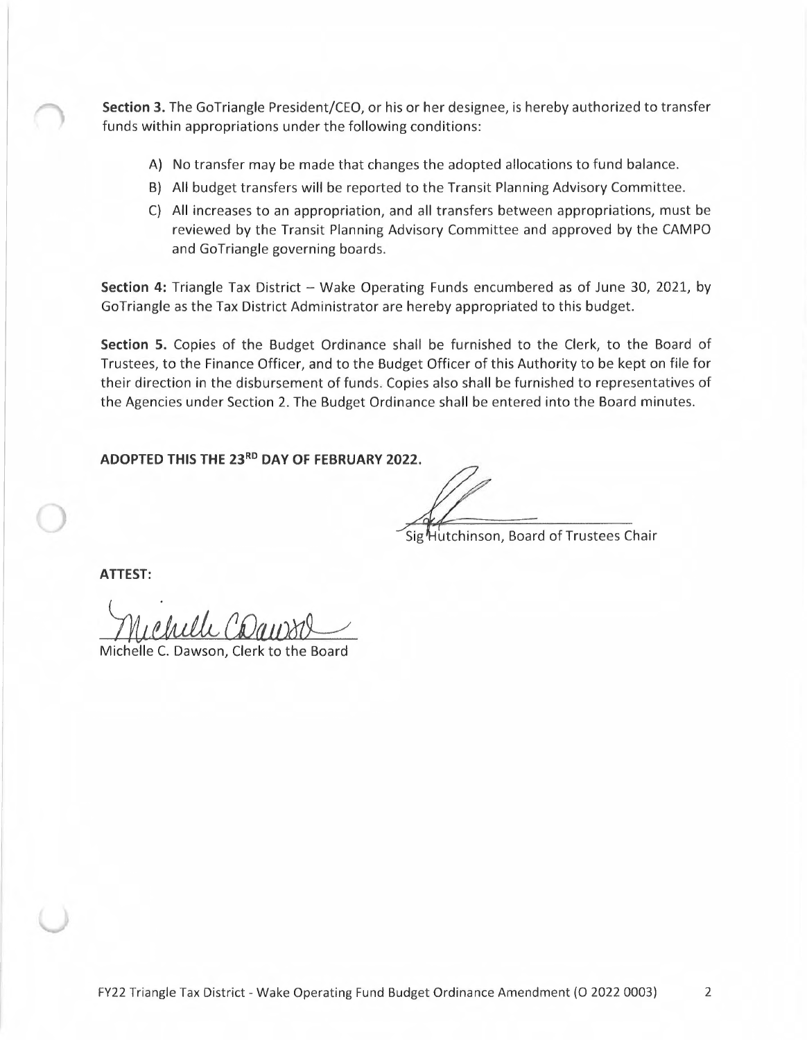**Section 3.** The GoTriangle President/CEO, or his or her designee, is hereby authorized to transfer funds within appropriations under the following conditions:

A) No transfer may be made that changes the adopted allocations to fund balance.

B) All budget transfers will be reported to the Transit Planning Advisory Committee.

C) All increases to an appropriation, and all transfers between appropriations, must be reviewed by the Transit Planning Advisory Committee and approved by the CAMPO and GoTriangle governing boards.

**Section 4:** Triangle Tax District – Wake Operating Funds encumbered as of June 30, 2021, by GoTriangle as the Tax District Administrator are hereby appropriated to this budget.

**Section 5.** Copies of the Budget Ordinance shall be furnished to the Clerk, to the Board of Trustees, to the Finance Officer, and to the Budget Officer of this Authority to be kept on file for their direction in the disbursement of funds. Copies also shall be furnished to representatives of the Agencies under Section 2. The Budget Ordinance shall be entered into the Board minutes.

**ADOPTED THIS THE 23RD DAY OF FEBRUARY 2022.**

Sig Hutchinson, Board of Trustees Chair

**ATTEST:**

Michelle C. Dawson, Clerk to the Board